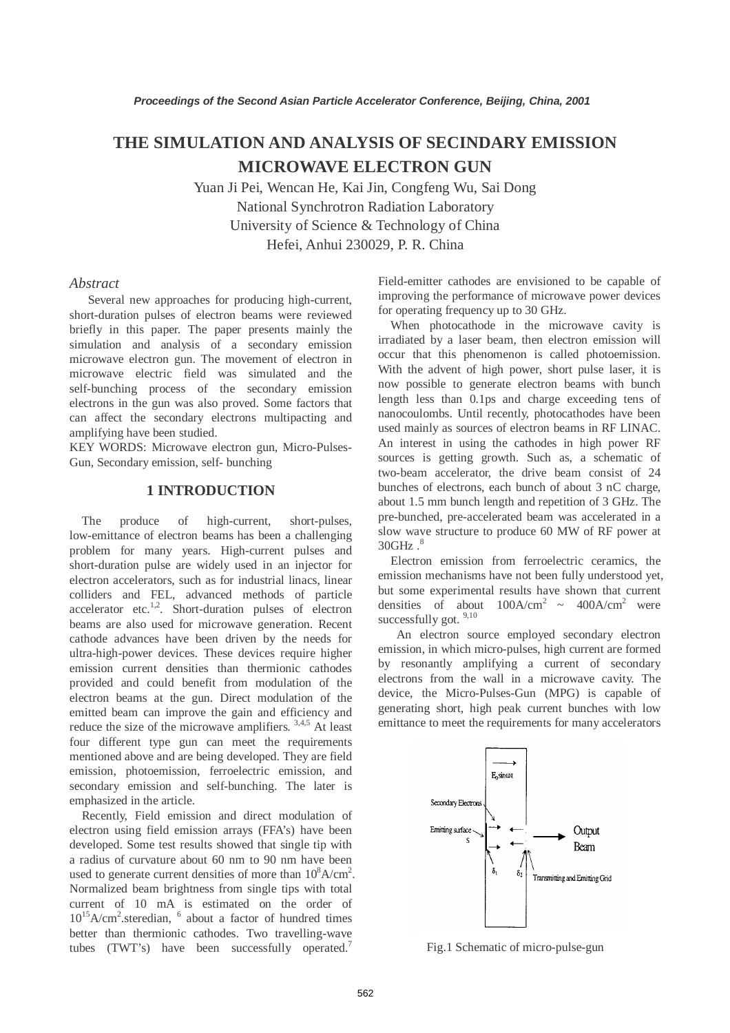Proceedings of the Second Asian Particle Accelerator Conference, Beijing, China, 2001

# THE SIMULATION AND ANALYSIS OF SECINDARY EMISSION MICROWAVE ELECTRON GUN

Yuan Ji Pei, Wencan He, Kai Jin, Congfeng Wu, Sai Dong
National Synchrotron Radiation Laboratory
University of Science & Technology of China
Hefei, Anhui 230029, P. R. China

*Abstract*

Several new approaches for producing high-current, short-duration pulses of electron beams were reviewed briefly in this paper. The paper presents mainly the simulation and analysis of a secondary emission microwave electron gun. The movement of electron in microwave electric field was simulated and the self-bunching process of the secondary emission electrons in the gun was also proved. Some factors that can affect the secondary electrons multipacting and amplifying have been studied.

KEY WORDS: Microwave electron gun, Micro-Pulses-Gun, Secondary emission, self- bunching

## 1 INTRODUCTION

The produce of high-current, short-pulses, low-emittance of electron beams has been a challenging problem for many years. High-current pulses and short-duration pulse are widely used in an injector for electron accelerators, such as for industrial linacs, linear colliders and FEL, advanced methods of particle accelerator etc.[1,2]. Short-duration pulses of electron beams are also used for microwave generation. Recent cathode advances have been driven by the needs for ultra-high-power devices. These devices require higher emission current densities than thermionic cathodes provided and could benefit from modulation of the electron beams at the gun. Direct modulation of the emitted beam can improve the gain and efficiency and reduce the size of the microwave amplifiers. [3,4,5] At least four different type gun can meet the requirements mentioned above and are being developed. They are field emission, photoemission, ferroelectric emission, and secondary emission and self-bunching. The later is emphasized in the article.

Recently, Field emission and direct modulation of electron using field emission arrays (FFA's) have been developed. Some test results showed that single tip with a radius of curvature about 60 nm to 90 nm have been used to generate current densities of more than $10^8$A/cm$^2$. Normalized beam brightness from single tips with total current of 10 mA is estimated on the order of $10^{15}$A/cm$^2$.steredian, [6] about a factor of hundred times better than thermionic cathodes. Two travelling-wave tubes (TWT's) have been successfully operated.[7] Field-emitter cathodes are envisioned to be capable of improving the performance of microwave power devices for operating frequency up to 30 GHz.

When photocathode in the microwave cavity is irradiated by a laser beam, then electron emission will occur that this phenomenon is called photoemission. With the advent of high power, short pulse laser, it is now possible to generate electron beams with bunch length less than 0.1ps and charge exceeding tens of nanocoulombs. Until recently, photocathodes have been used mainly as sources of electron beams in RF LINAC. An interest in using the cathodes in high power RF sources is getting growth. Such as, a schematic of two-beam accelerator, the drive beam consist of 24 bunches of electrons, each bunch of about 3 nC charge, about 1.5 mm bunch length and repetition of 3 GHz. The pre-bunched, pre-accelerated beam was accelerated in a slow wave structure to produce 60 MW of RF power at 30GHz .[8]

Electron emission from ferroelectric ceramics, the emission mechanisms have not been fully understood yet, but some experimental results have shown that current densities of about 100A/cm$^2$ ~ 400A/cm$^2$ were successfully got. [9,10]

An electron source employed secondary electron emission, in which micro-pulses, high current are formed by resonantly amplifying a current of secondary electrons from the wall in a microwave cavity. The device, the Micro-Pulses-Gun (MPG) is capable of generating short, high peak current bunches with low emittance to meet the requirements for many accelerators

Fig.1 Schematic of micro-pulse-gun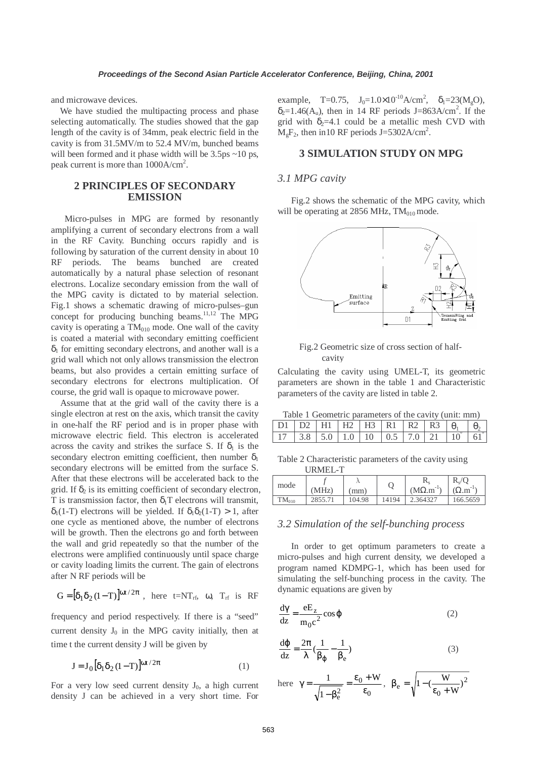and microwave devices.

We have studied the multipacting process and phase selecting automatically. The studies showed that the gap length of the cavity is of 34mm, peak electric field in the cavity is from 31.5MV/m to 52.4 MV/m, bunched beams will been formed and it phase width will be 3.5ps ~10 ps, peak current is more than 1000A/cm$^2$.

## 2 PRINCIPLES OF SECONDARY EMISSION

Micro-pulses in MPG are formed by resonantly amplifying a current of secondary electrons from a wall in the RF Cavity. Bunching occurs rapidly and is following by saturation of the current density in about 10 RF periods. The beams bunched are created automatically by a natural phase selection of resonant electrons. Localize secondary emission from the wall of the MPG cavity is dictated to by material selection. Fig.1 shows a schematic drawing of micro-pulses–gun concept for producing bunching beams.[11,12] The MPG cavity is operating a $TM_{010}$ mode. One wall of the cavity is coated a material with secondary emitting coefficient $\delta_1$ for emitting secondary electrons, and another wall is a grid wall which not only allows transmission the electron beams, but also provides a certain emitting surface of secondary electrons for electrons multiplication. Of course, the grid wall is opaque to microwave power.

Assume that at the grid wall of the cavity there is a single electron at rest on the axis, which transit the cavity in one-half the RF period and is in proper phase with microwave electric field. This electron is accelerated across the cavity and strikes the surface S. If $\delta_1$ is the secondary electron emitting coefficient, then number $\delta_1$ secondary electrons will be emitted from the surface S. After that these electrons will be accelerated back to the grid. If $\delta_2$ is its emitting coefficient of secondary electron, T is transmission factor, then $\delta_1 T$ electrons will transmit, $\delta_1(1\text{-}T)$ electrons will be yielded. If $\delta_1\delta_2(1\text{-}T) > 1$, after one cycle as mentioned above, the number of electrons will be growth. Then the electrons go and forth between the wall and grid repeatedly so that the number of the electrons were amplified continuously until space charge or cavity loading limits the current. The gain of electrons after N RF periods will be

$G = [\delta_1\delta_2(1-T)]^{\omega t/2\pi}$ , here $t=NT_{rf}$, $\omega$, $T_{rf}$ is RF frequency and period respectively. If there is a "seed" current density $J_0$ in the MPG cavity initially, then at time t the current density J will be given by

$$J = J_0[\delta_1\delta_2(1-T)]^{\omega t/2\pi} \qquad (1)$$

For a very low seed current density $J_0$, a high current density J can be achieved in a very short time. For example, T=0.75, $J_0=1.0\times10^{-10}$A/cm$^2$, $\delta_1$=23($M_gO$), $\delta_2$=1.46($A_u$), then in 14 RF periods J=863A/cm$^2$. If the grid with $\delta_2$=4.1 could be a metallic mesh CVD with $M_gF_2$, then in10 RF periods J=5302A/cm$^2$.

## 3 SIMULATION STUDY ON MPG

### 3.1 MPG cavity

Fig.2 shows the schematic of the MPG cavity, which will be operating at 2856 MHz, $TM_{010}$ mode.

Fig.2 Geometric size of cross section of half-cavity

Calculating the cavity using UMEL-T, its geometric parameters are shown in the table 1 and Characteristic parameters of the cavity are listed in table 2.

Table 1 Geometric parameters of the cavity (unit: mm)

| D1 | D2 | H1 | H2 | H3 | R1 | R2 | R3 | $\theta_1$ | $\theta_2$ |
|---|---|---|---|---|---|---|---|---|---|
| 17 | 3.8 | 5.0 | 1.0 | 10 | 0.5 | 7.0 | 21 | 10° | 61° |

Table 2 Characteristic parameters of the cavity using URMEL-T

| mode | $f$ (MHz) | $\lambda$ (mm) | Q | $R_s$ (M$\Omega$.m$^{-1}$) | $R_s$/Q ($\Omega$.m$^{-1}$) |
|---|---|---|---|---|---|
| $TM_{010}$ | 2855.71 | 104.98 | 14194 | 2.364327 | 166.5659 |

### 3.2 Simulation of the self-bunching process

In order to get optimum parameters to create a micro-pulses and high current density, we developed a program named KDMPG-1, which has been used for simulating the self-bunching process in the cavity. The dynamic equations are given by

$$\frac{d\gamma}{dz} = \frac{eE_z}{m_0c^2}\cos\varphi \qquad (2)$$

$$\frac{d\varphi}{dz} = \frac{2\pi}{\lambda}\left(\frac{1}{\beta_\varphi} - \frac{1}{\beta_e}\right) \qquad (3)$$

here $\gamma = \dfrac{1}{\sqrt{1-\beta_e^2}} = \dfrac{\varepsilon_0 + W}{\varepsilon_0}$, $\beta_e = \sqrt{1-\left(\dfrac{W}{\varepsilon_0 + W}\right)^2}$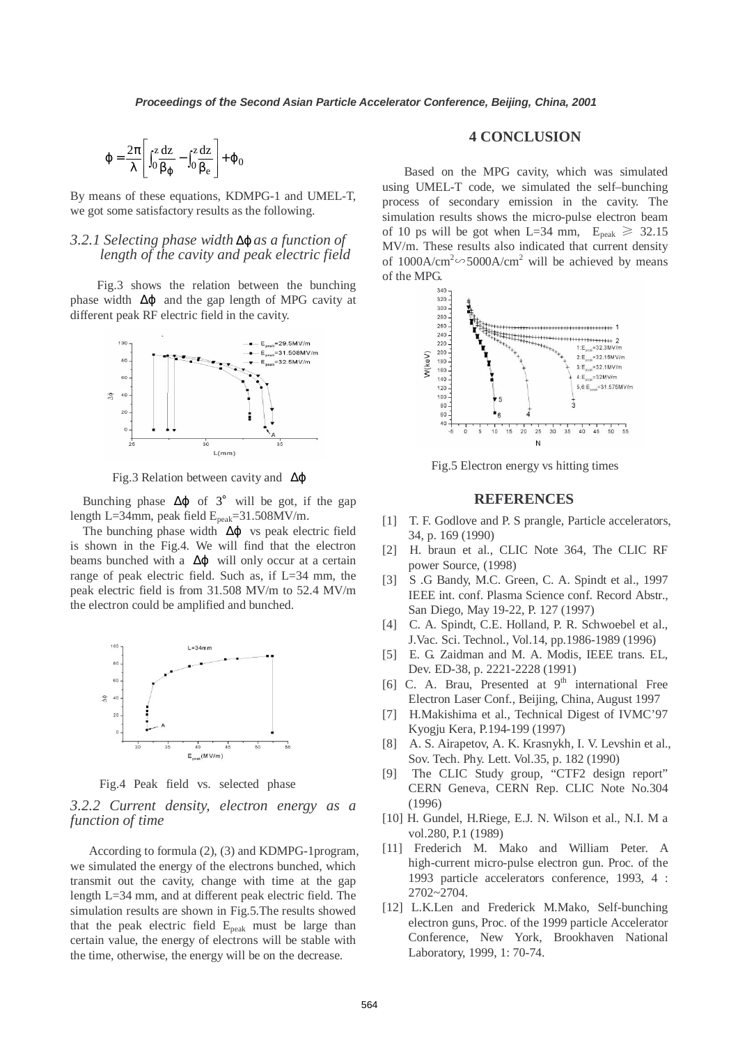$$\varphi = \frac{2\pi}{\lambda}\left[\int_0^z \frac{dz}{\beta_\varphi} - \int_0^z \frac{dz}{\beta_e}\right] + \varphi_0$$

By means of these equations, KDMPG-1 and UMEL-T, we got some satisfactory results as the following.

### *3.2.1 Selecting phase width $\Delta\varphi$ as a function of length of the cavity and peak electric field*

Fig.3 shows the relation between the bunching phase width $\Delta\varphi$ and the gap length of MPG cavity at different peak RF electric field in the cavity.

$E_{peak}$=29.5MV/m
$E_{peak}$=31.508MV/m
$E_{peak}$=32.5MV/m
A
L(mm)
$\Delta\varphi$

Fig.3 Relation between cavity and $\Delta\varphi$

Bunching phase $\Delta\varphi$ of 3° will be got, if the gap length L=34mm, peak field $E_{peak}$=31.508MV/m.

The bunching phase width $\Delta\varphi$ vs peak electric field is shown in the Fig.4. We will find that the electron beams bunched with a $\Delta\varphi$ will only occur at a certain range of peak electric field. Such as, if L=34 mm, the peak electric field is from 31.508 MV/m to 52.4 MV/m the electron could be amplified and bunched.

L=34mm
A
$E_{peak}$(MV/m)
$\Delta\varphi$

Fig.4 Peak field vs. selected phase

### *3.2.2 Current density, electron energy as a function of time*

According to formula (2), (3) and KDMPG-1program, we simulated the energy of the electrons bunched, which transmit out the cavity, change with time at the gap length L=34 mm, and at different peak electric field. The simulation results are shown in Fig.5.The results showed that the peak electric field $E_{peak}$ must be large than certain value, the energy of electrons will be stable with the time, otherwise, the energy will be on the decrease.

## 4 CONCLUSION

Based on the MPG cavity, which was simulated using UMEL-T code, we simulated the self–bunching process of secondary emission in the cavity. The simulation results shows the micro-pulse electron beam of 10 ps will be got when L=34 mm, $E_{peak} \geqslant 32.15$ MV/m. These results also indicated that current density of 1000A/cm$^2$∽5000A/cm$^2$ will be achieved by means of the MPG.

1:$E_{peak}$=32.3MV/m
2:$E_{peak}$=32.15MV/m
3:$E_{peak}$=32.1MV/m
4:$E_{peak}$=32MV/m
5,6:$E_{peak}$=31.575MV/m
W(keV)
N

Fig.5 Electron energy vs hitting times

## REFERENCES

[1] T. F. Godlove and P. S prangle, Particle accelerators, 34, p. 169 (1990)

[2] H. braun et al., CLIC Note 364, The CLIC RF power Source, (1998)

[3] S .G Bandy, M.C. Green, C. A. Spindt et al., 1997 IEEE int. conf. Plasma Science conf. Record Abstr., San Diego, May 19-22, P. 127 (1997)

[4] C. A. Spindt, C.E. Holland, P. R. Schwoebel et al., J.Vac. Sci. Technol., Vol.14, pp.1986-1989 (1996)

[5] E. G. Zaidman and M. A. Modis, IEEE trans. EL, Dev. ED-38, p. 2221-2228 (1991)

[6] C. A. Brau, Presented at 9th international Free Electron Laser Conf., Beijing, China, August 1997

[7] H.Makishima et al., Technical Digest of IVMC'97 Kyogju Kera, P.194-199 (1997)

[8] A. S. Airapetov, A. K. Krasnykh, I. V. Levshin et al., Sov. Tech. Phy. Lett. Vol.35, p. 182 (1990)

[9] The CLIC Study group, "CTF2 design report" CERN Geneva, CERN Rep. CLIC Note No.304 (1996)

[10] H. Gundel, H.Riege, E.J. N. Wilson et al., N.I. M a vol.280, P.1 (1989)

[11] Frederich M. Mako and William Peter. A high-current micro-pulse electron gun. Proc. of the 1993 particle accelerators conference, 1993, 4 : 2702~2704.

[12] L.K.Len and Frederick M.Mako, Self-bunching electron guns, Proc. of the 1999 particle Accelerator Conference, New York, Brookhaven National Laboratory, 1999, 1: 70-74.